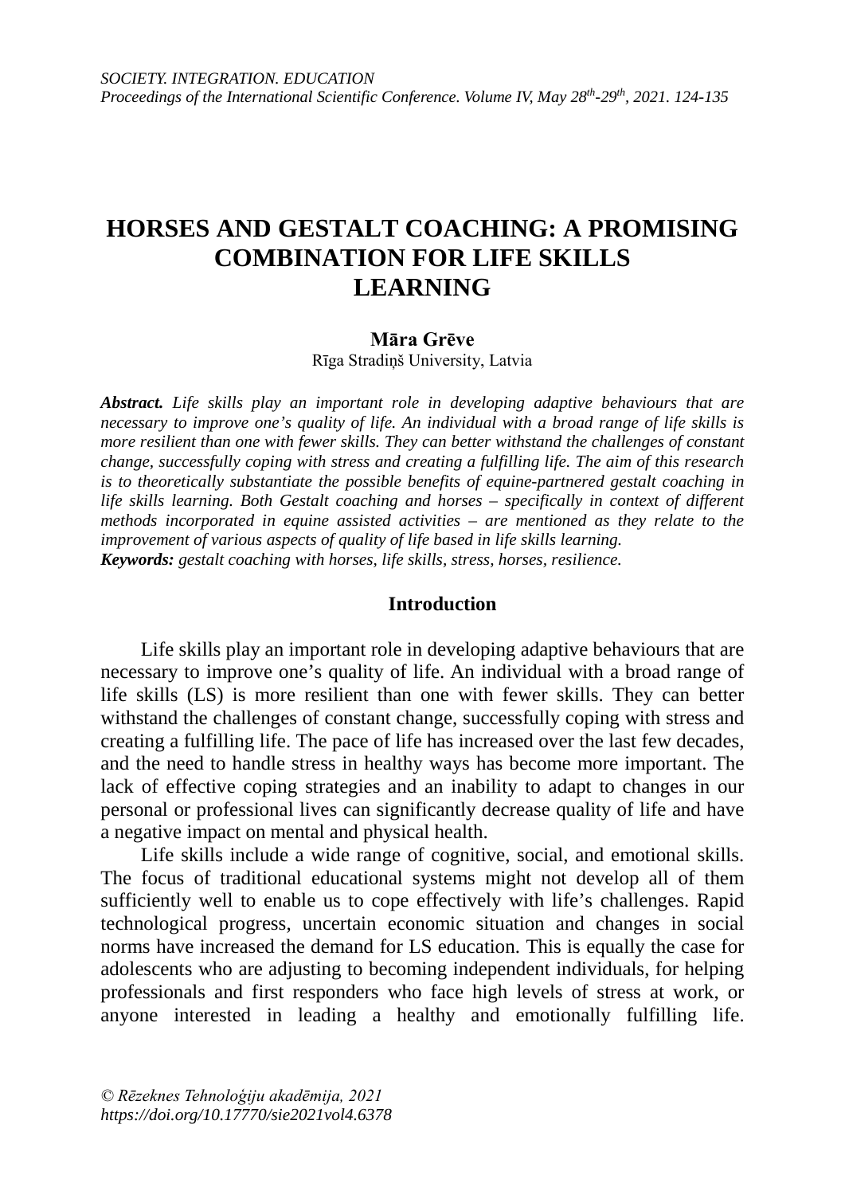# HORSES AND GESTALT COACHING: A PROMISING COMBINATION FOR LIFE SKILLS LEARNING

**Māra Grēve**

Rīga Stradiņš University, Latvia

***Abstract.*** *Life skills play an important role in developing adaptive behaviours that are necessary to improve one's quality of life. An individual with a broad range of life skills is more resilient than one with fewer skills. They can better withstand the challenges of constant change, successfully coping with stress and creating a fulfilling life. The aim of this research is to theoretically substantiate the possible benefits of equine-partnered gestalt coaching in life skills learning. Both Gestalt coaching and horses – specifically in context of different methods incorporated in equine assisted activities – are mentioned as they relate to the improvement of various aspects of quality of life based in life skills learning.*

***Keywords:*** *gestalt coaching with horses, life skills, stress, horses, resilience.*

## Introduction

Life skills play an important role in developing adaptive behaviours that are necessary to improve one's quality of life. An individual with a broad range of life skills (LS) is more resilient than one with fewer skills. They can better withstand the challenges of constant change, successfully coping with stress and creating a fulfilling life. The pace of life has increased over the last few decades, and the need to handle stress in healthy ways has become more important. The lack of effective coping strategies and an inability to adapt to changes in our personal or professional lives can significantly decrease quality of life and have a negative impact on mental and physical health.

Life skills include a wide range of cognitive, social, and emotional skills. The focus of traditional educational systems might not develop all of them sufficiently well to enable us to cope effectively with life's challenges. Rapid technological progress, uncertain economic situation and changes in social norms have increased the demand for LS education. This is equally the case for adolescents who are adjusting to becoming independent individuals, for helping professionals and first responders who face high levels of stress at work, or anyone interested in leading a healthy and emotionally fulfilling life.

*© Rēzeknes Tehnoloģiju akadēmija, 2021*
*https://doi.org/10.17770/sie2021vol4.6378*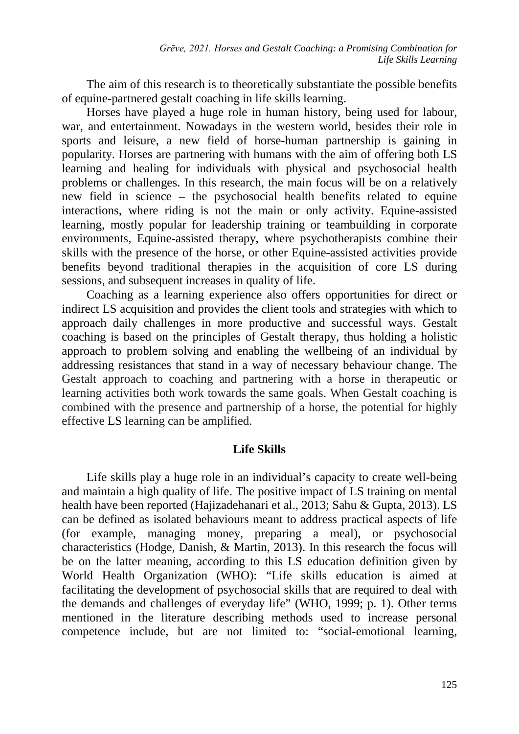The aim of this research is to theoretically substantiate the possible benefits of equine-partnered gestalt coaching in life skills learning.

Horses have played a huge role in human history, being used for labour, war, and entertainment. Nowadays in the western world, besides their role in sports and leisure, a new field of horse-human partnership is gaining in popularity. Horses are partnering with humans with the aim of offering both LS learning and healing for individuals with physical and psychosocial health problems or challenges. In this research, the main focus will be on a relatively new field in science – the psychosocial health benefits related to equine interactions, where riding is not the main or only activity. Equine-assisted learning, mostly popular for leadership training or teambuilding in corporate environments, Equine-assisted therapy, where psychotherapists combine their skills with the presence of the horse, or other Equine-assisted activities provide benefits beyond traditional therapies in the acquisition of core LS during sessions, and subsequent increases in quality of life.

Coaching as a learning experience also offers opportunities for direct or indirect LS acquisition and provides the client tools and strategies with which to approach daily challenges in more productive and successful ways. Gestalt coaching is based on the principles of Gestalt therapy, thus holding a holistic approach to problem solving and enabling the wellbeing of an individual by addressing resistances that stand in a way of necessary behaviour change. The Gestalt approach to coaching and partnering with a horse in therapeutic or learning activities both work towards the same goals. When Gestalt coaching is combined with the presence and partnership of a horse, the potential for highly effective LS learning can be amplified.

## Life Skills

Life skills play a huge role in an individual's capacity to create well-being and maintain a high quality of life. The positive impact of LS training on mental health have been reported (Hajizadehanari et al., 2013; Sahu & Gupta, 2013). LS can be defined as isolated behaviours meant to address practical aspects of life (for example, managing money, preparing a meal), or psychosocial characteristics (Hodge, Danish, & Martin, 2013). In this research the focus will be on the latter meaning, according to this LS education definition given by World Health Organization (WHO): "Life skills education is aimed at facilitating the development of psychosocial skills that are required to deal with the demands and challenges of everyday life" (WHO, 1999; p. 1). Other terms mentioned in the literature describing methods used to increase personal competence include, but are not limited to: "social-emotional learning,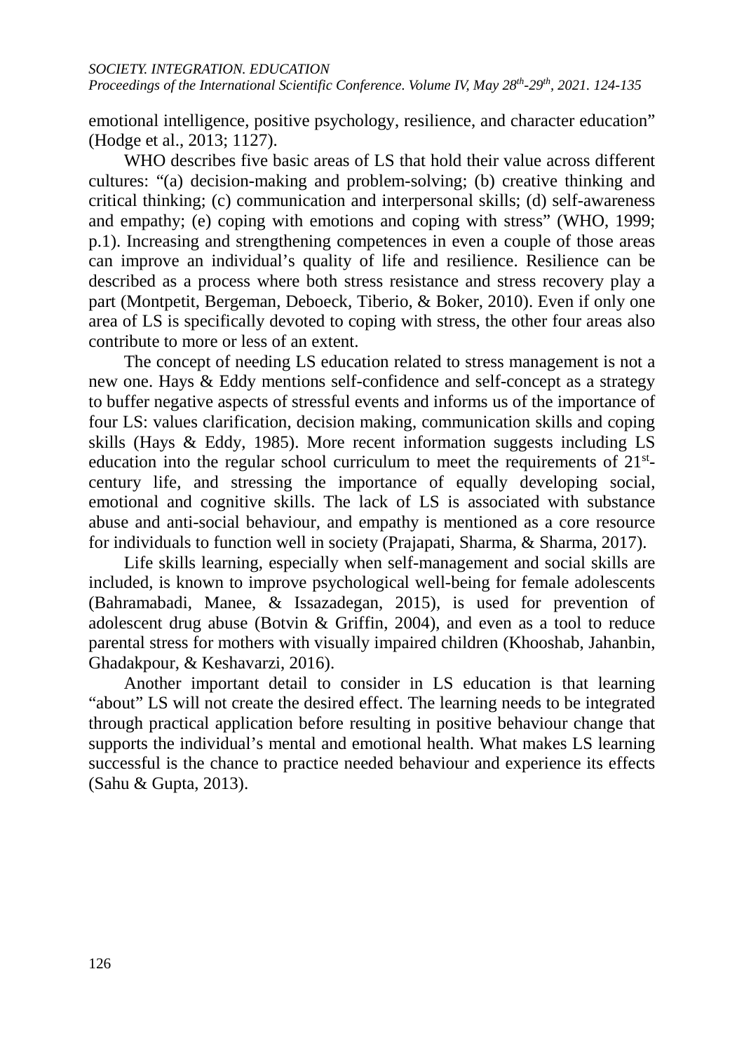emotional intelligence, positive psychology, resilience, and character education" (Hodge et al., 2013; 1127).

WHO describes five basic areas of LS that hold their value across different cultures: "(a) decision-making and problem-solving; (b) creative thinking and critical thinking; (c) communication and interpersonal skills; (d) self-awareness and empathy; (e) coping with emotions and coping with stress" (WHO, 1999; p.1). Increasing and strengthening competences in even a couple of those areas can improve an individual's quality of life and resilience. Resilience can be described as a process where both stress resistance and stress recovery play a part (Montpetit, Bergeman, Deboeck, Tiberio, & Boker, 2010). Even if only one area of LS is specifically devoted to coping with stress, the other four areas also contribute to more or less of an extent.

The concept of needing LS education related to stress management is not a new one. Hays & Eddy mentions self-confidence and self-concept as a strategy to buffer negative aspects of stressful events and informs us of the importance of four LS: values clarification, decision making, communication skills and coping skills (Hays & Eddy, 1985). More recent information suggests including LS education into the regular school curriculum to meet the requirements of 21st-century life, and stressing the importance of equally developing social, emotional and cognitive skills. The lack of LS is associated with substance abuse and anti-social behaviour, and empathy is mentioned as a core resource for individuals to function well in society (Prajapati, Sharma, & Sharma, 2017).

Life skills learning, especially when self-management and social skills are included, is known to improve psychological well-being for female adolescents (Bahramabadi, Manee, & Issazadegan, 2015), is used for prevention of adolescent drug abuse (Botvin & Griffin, 2004), and even as a tool to reduce parental stress for mothers with visually impaired children (Khooshab, Jahanbin, Ghadakpour, & Keshavarzi, 2016).

Another important detail to consider in LS education is that learning "about" LS will not create the desired effect. The learning needs to be integrated through practical application before resulting in positive behaviour change that supports the individual's mental and emotional health. What makes LS learning successful is the chance to practice needed behaviour and experience its effects (Sahu & Gupta, 2013).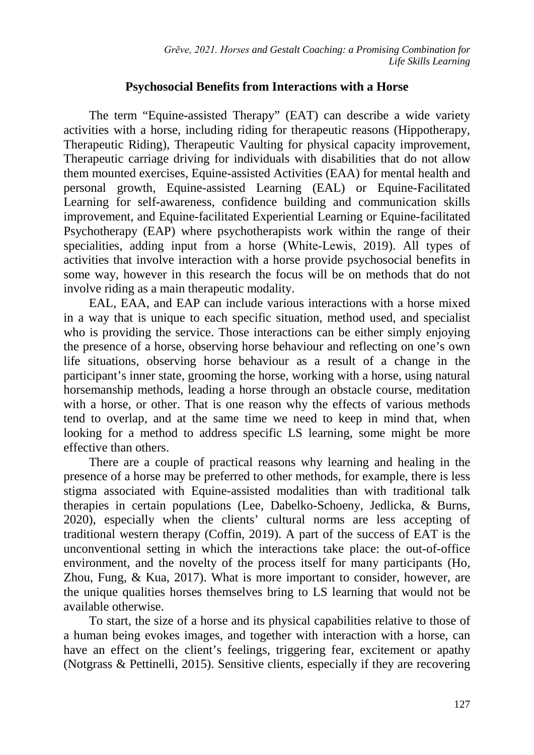## Psychosocial Benefits from Interactions with a Horse

The term "Equine-assisted Therapy" (EAT) can describe a wide variety activities with a horse, including riding for therapeutic reasons (Hippotherapy, Therapeutic Riding), Therapeutic Vaulting for physical capacity improvement, Therapeutic carriage driving for individuals with disabilities that do not allow them mounted exercises, Equine-assisted Activities (EAA) for mental health and personal growth, Equine-assisted Learning (EAL) or Equine-Facilitated Learning for self-awareness, confidence building and communication skills improvement, and Equine-facilitated Experiential Learning or Equine-facilitated Psychotherapy (EAP) where psychotherapists work within the range of their specialities, adding input from a horse (White-Lewis, 2019). All types of activities that involve interaction with a horse provide psychosocial benefits in some way, however in this research the focus will be on methods that do not involve riding as a main therapeutic modality.

EAL, EAA, and EAP can include various interactions with a horse mixed in a way that is unique to each specific situation, method used, and specialist who is providing the service. Those interactions can be either simply enjoying the presence of a horse, observing horse behaviour and reflecting on one's own life situations, observing horse behaviour as a result of a change in the participant's inner state, grooming the horse, working with a horse, using natural horsemanship methods, leading a horse through an obstacle course, meditation with a horse, or other. That is one reason why the effects of various methods tend to overlap, and at the same time we need to keep in mind that, when looking for a method to address specific LS learning, some might be more effective than others.

There are a couple of practical reasons why learning and healing in the presence of a horse may be preferred to other methods, for example, there is less stigma associated with Equine-assisted modalities than with traditional talk therapies in certain populations (Lee, Dabelko-Schoeny, Jedlicka, & Burns, 2020), especially when the clients' cultural norms are less accepting of traditional western therapy (Coffin, 2019). A part of the success of EAT is the unconventional setting in which the interactions take place: the out-of-office environment, and the novelty of the process itself for many participants (Ho, Zhou, Fung, & Kua, 2017). What is more important to consider, however, are the unique qualities horses themselves bring to LS learning that would not be available otherwise.

To start, the size of a horse and its physical capabilities relative to those of a human being evokes images, and together with interaction with a horse, can have an effect on the client's feelings, triggering fear, excitement or apathy (Notgrass & Pettinelli, 2015). Sensitive clients, especially if they are recovering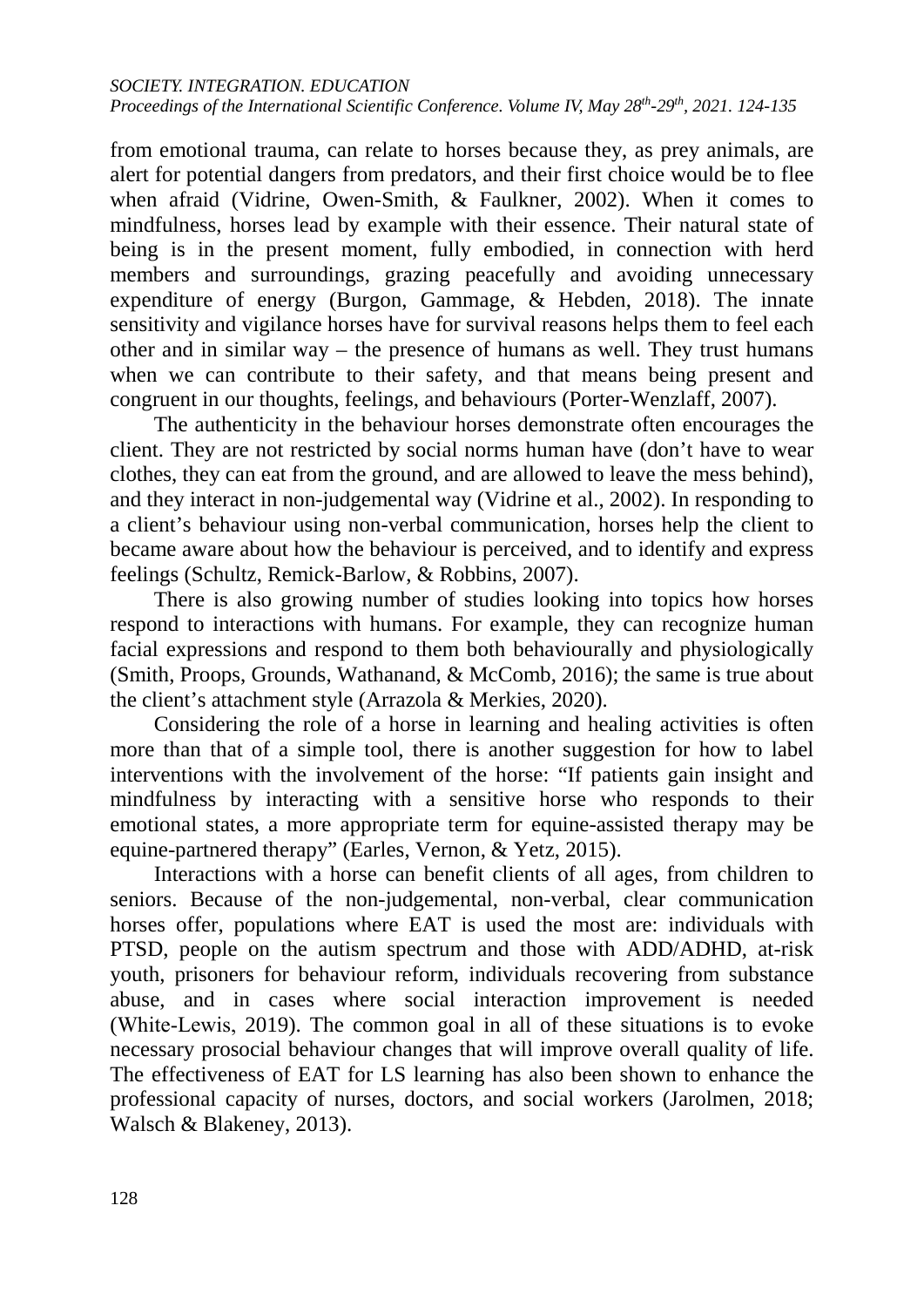from emotional trauma, can relate to horses because they, as prey animals, are alert for potential dangers from predators, and their first choice would be to flee when afraid (Vidrine, Owen-Smith, & Faulkner, 2002). When it comes to mindfulness, horses lead by example with their essence. Their natural state of being is in the present moment, fully embodied, in connection with herd members and surroundings, grazing peacefully and avoiding unnecessary expenditure of energy (Burgon, Gammage, & Hebden, 2018). The innate sensitivity and vigilance horses have for survival reasons helps them to feel each other and in similar way – the presence of humans as well. They trust humans when we can contribute to their safety, and that means being present and congruent in our thoughts, feelings, and behaviours (Porter-Wenzlaff, 2007).

The authenticity in the behaviour horses demonstrate often encourages the client. They are not restricted by social norms human have (don't have to wear clothes, they can eat from the ground, and are allowed to leave the mess behind), and they interact in non-judgemental way (Vidrine et al., 2002). In responding to a client's behaviour using non-verbal communication, horses help the client to became aware about how the behaviour is perceived, and to identify and express feelings (Schultz, Remick-Barlow, & Robbins, 2007).

There is also growing number of studies looking into topics how horses respond to interactions with humans. For example, they can recognize human facial expressions and respond to them both behaviourally and physiologically (Smith, Proops, Grounds, Wathanand, & McComb, 2016); the same is true about the client's attachment style (Arrazola & Merkies, 2020).

Considering the role of a horse in learning and healing activities is often more than that of a simple tool, there is another suggestion for how to label interventions with the involvement of the horse: "If patients gain insight and mindfulness by interacting with a sensitive horse who responds to their emotional states, a more appropriate term for equine-assisted therapy may be equine-partnered therapy" (Earles, Vernon, & Yetz, 2015).

Interactions with a horse can benefit clients of all ages, from children to seniors. Because of the non-judgemental, non-verbal, clear communication horses offer, populations where EAT is used the most are: individuals with PTSD, people on the autism spectrum and those with ADD/ADHD, at-risk youth, prisoners for behaviour reform, individuals recovering from substance abuse, and in cases where social interaction improvement is needed (White-Lewis, 2019). The common goal in all of these situations is to evoke necessary prosocial behaviour changes that will improve overall quality of life. The effectiveness of EAT for LS learning has also been shown to enhance the professional capacity of nurses, doctors, and social workers (Jarolmen, 2018; Walsch & Blakeney, 2013).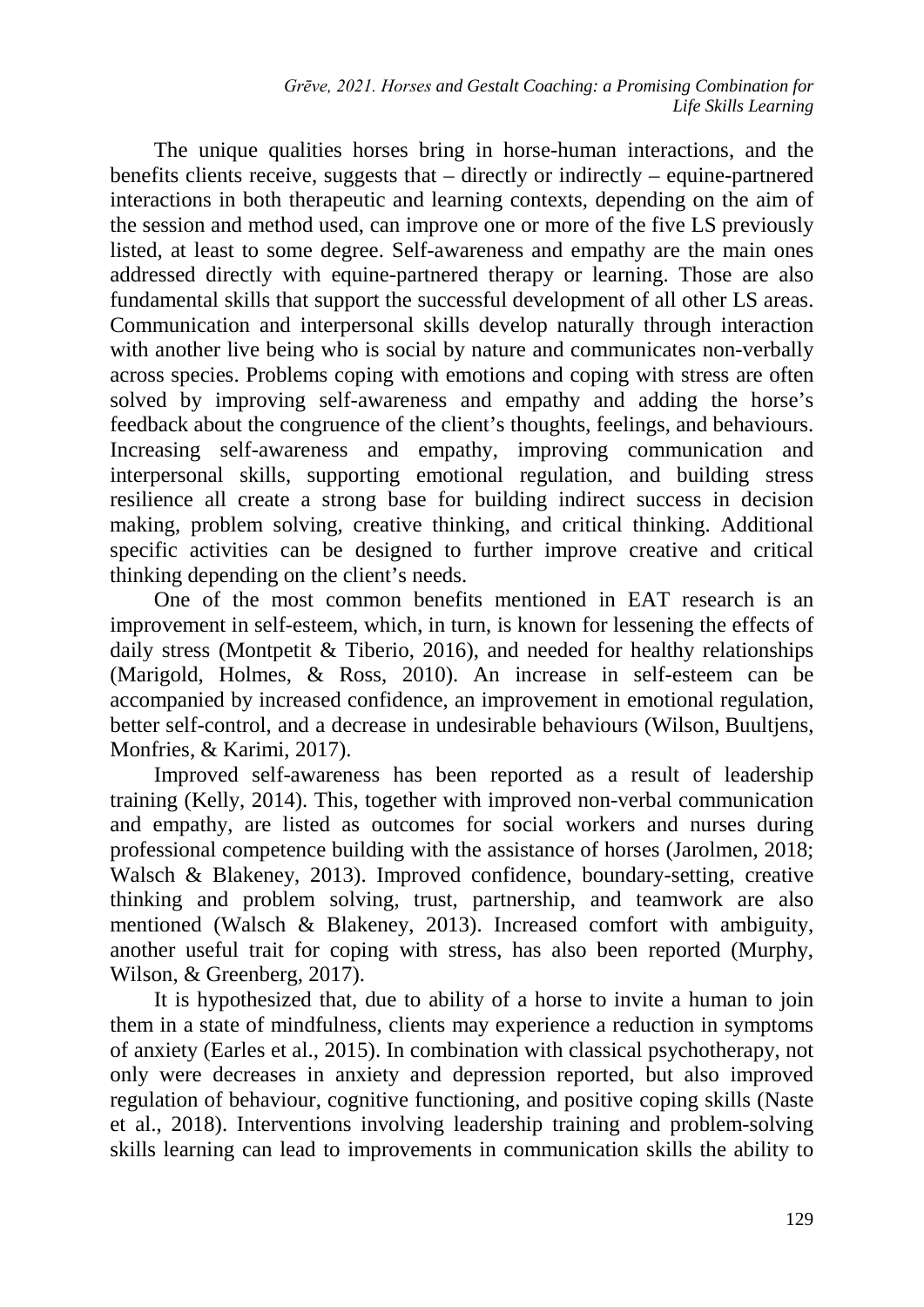The unique qualities horses bring in horse-human interactions, and the benefits clients receive, suggests that – directly or indirectly – equine-partnered interactions in both therapeutic and learning contexts, depending on the aim of the session and method used, can improve one or more of the five LS previously listed, at least to some degree. Self-awareness and empathy are the main ones addressed directly with equine-partnered therapy or learning. Those are also fundamental skills that support the successful development of all other LS areas. Communication and interpersonal skills develop naturally through interaction with another live being who is social by nature and communicates non-verbally across species. Problems coping with emotions and coping with stress are often solved by improving self-awareness and empathy and adding the horse's feedback about the congruence of the client's thoughts, feelings, and behaviours. Increasing self-awareness and empathy, improving communication and interpersonal skills, supporting emotional regulation, and building stress resilience all create a strong base for building indirect success in decision making, problem solving, creative thinking, and critical thinking. Additional specific activities can be designed to further improve creative and critical thinking depending on the client's needs.

One of the most common benefits mentioned in EAT research is an improvement in self-esteem, which, in turn, is known for lessening the effects of daily stress (Montpetit & Tiberio, 2016), and needed for healthy relationships (Marigold, Holmes, & Ross, 2010). An increase in self-esteem can be accompanied by increased confidence, an improvement in emotional regulation, better self-control, and a decrease in undesirable behaviours (Wilson, Buultjens, Monfries, & Karimi, 2017).

Improved self-awareness has been reported as a result of leadership training (Kelly, 2014). This, together with improved non-verbal communication and empathy, are listed as outcomes for social workers and nurses during professional competence building with the assistance of horses (Jarolmen, 2018; Walsch & Blakeney, 2013). Improved confidence, boundary-setting, creative thinking and problem solving, trust, partnership, and teamwork are also mentioned (Walsch & Blakeney, 2013). Increased comfort with ambiguity, another useful trait for coping with stress, has also been reported (Murphy, Wilson, & Greenberg, 2017).

It is hypothesized that, due to ability of a horse to invite a human to join them in a state of mindfulness, clients may experience a reduction in symptoms of anxiety (Earles et al., 2015). In combination with classical psychotherapy, not only were decreases in anxiety and depression reported, but also improved regulation of behaviour, cognitive functioning, and positive coping skills (Naste et al., 2018). Interventions involving leadership training and problem-solving skills learning can lead to improvements in communication skills the ability to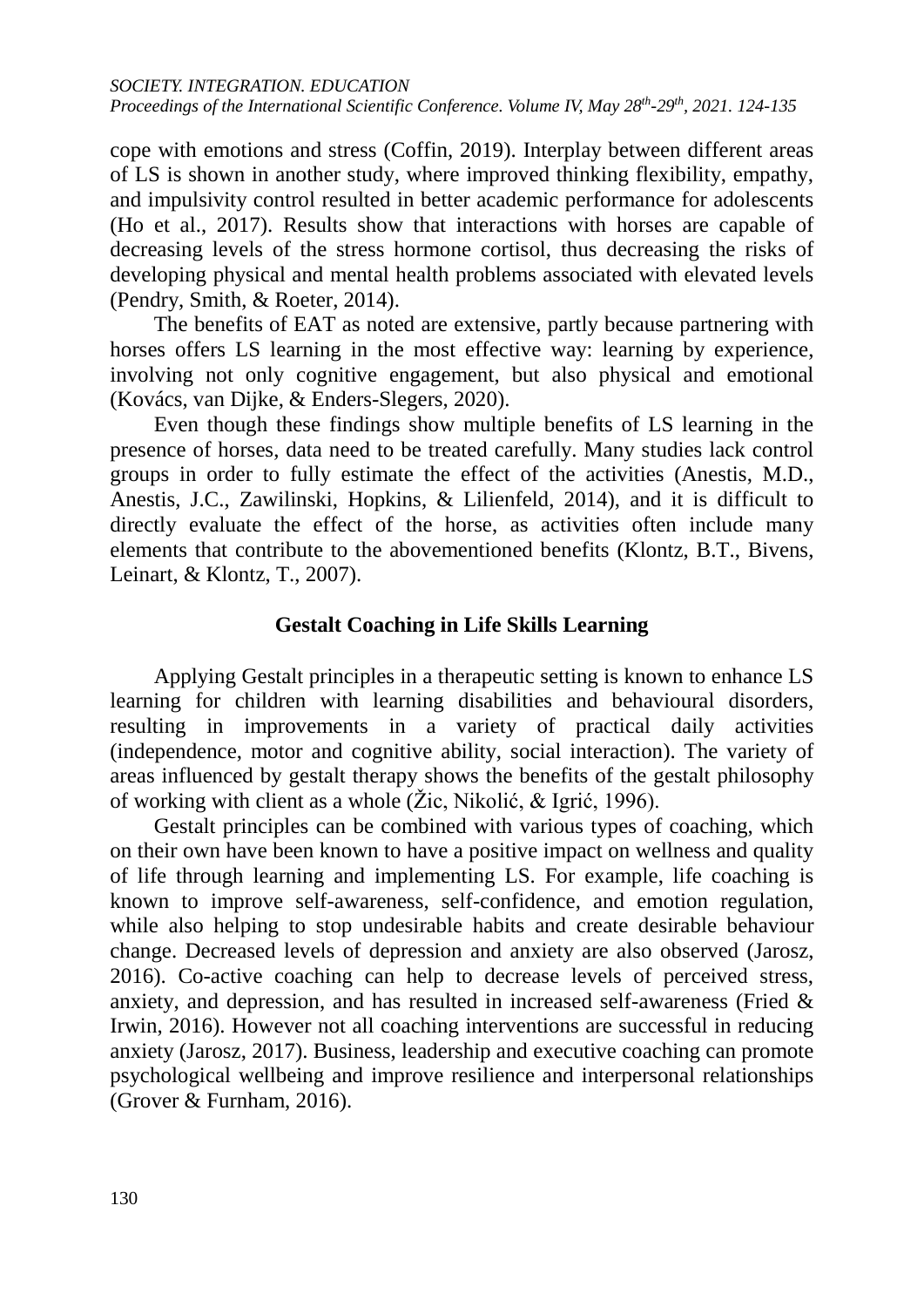cope with emotions and stress (Coffin, 2019). Interplay between different areas of LS is shown in another study, where improved thinking flexibility, empathy, and impulsivity control resulted in better academic performance for adolescents (Ho et al., 2017). Results show that interactions with horses are capable of decreasing levels of the stress hormone cortisol, thus decreasing the risks of developing physical and mental health problems associated with elevated levels (Pendry, Smith, & Roeter, 2014).

The benefits of EAT as noted are extensive, partly because partnering with horses offers LS learning in the most effective way: learning by experience, involving not only cognitive engagement, but also physical and emotional (Kovács, van Dijke, & Enders-Slegers, 2020).

Even though these findings show multiple benefits of LS learning in the presence of horses, data need to be treated carefully. Many studies lack control groups in order to fully estimate the effect of the activities (Anestis, M.D., Anestis, J.C., Zawilinski, Hopkins, & Lilienfeld, 2014), and it is difficult to directly evaluate the effect of the horse, as activities often include many elements that contribute to the abovementioned benefits (Klontz, B.T., Bivens, Leinart, & Klontz, T., 2007).

## Gestalt Coaching in Life Skills Learning

Applying Gestalt principles in a therapeutic setting is known to enhance LS learning for children with learning disabilities and behavioural disorders, resulting in improvements in a variety of practical daily activities (independence, motor and cognitive ability, social interaction). The variety of areas influenced by gestalt therapy shows the benefits of the gestalt philosophy of working with client as a whole (Žic, Nikolić, & Igrić, 1996).

Gestalt principles can be combined with various types of coaching, which on their own have been known to have a positive impact on wellness and quality of life through learning and implementing LS. For example, life coaching is known to improve self-awareness, self-confidence, and emotion regulation, while also helping to stop undesirable habits and create desirable behaviour change. Decreased levels of depression and anxiety are also observed (Jarosz, 2016). Co-active coaching can help to decrease levels of perceived stress, anxiety, and depression, and has resulted in increased self-awareness (Fried & Irwin, 2016). However not all coaching interventions are successful in reducing anxiety (Jarosz, 2017). Business, leadership and executive coaching can promote psychological wellbeing and improve resilience and interpersonal relationships (Grover & Furnham, 2016).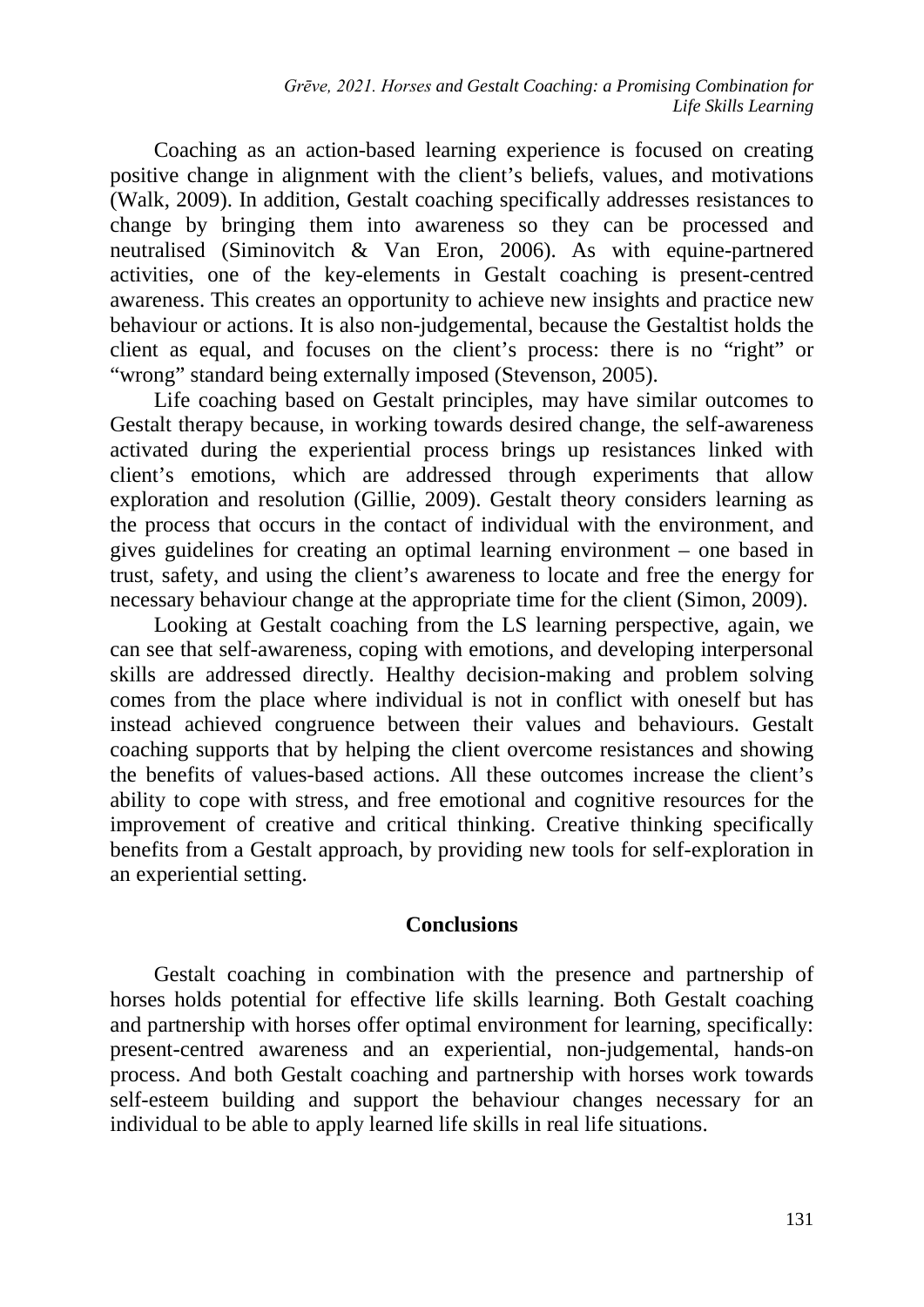Coaching as an action-based learning experience is focused on creating positive change in alignment with the client's beliefs, values, and motivations (Walk, 2009). In addition, Gestalt coaching specifically addresses resistances to change by bringing them into awareness so they can be processed and neutralised (Siminovitch & Van Eron, 2006). As with equine-partnered activities, one of the key-elements in Gestalt coaching is present-centred awareness. This creates an opportunity to achieve new insights and practice new behaviour or actions. It is also non-judgemental, because the Gestaltist holds the client as equal, and focuses on the client's process: there is no "right" or "wrong" standard being externally imposed (Stevenson, 2005).

Life coaching based on Gestalt principles, may have similar outcomes to Gestalt therapy because, in working towards desired change, the self-awareness activated during the experiential process brings up resistances linked with client's emotions, which are addressed through experiments that allow exploration and resolution (Gillie, 2009). Gestalt theory considers learning as the process that occurs in the contact of individual with the environment, and gives guidelines for creating an optimal learning environment – one based in trust, safety, and using the client's awareness to locate and free the energy for necessary behaviour change at the appropriate time for the client (Simon, 2009).

Looking at Gestalt coaching from the LS learning perspective, again, we can see that self-awareness, coping with emotions, and developing interpersonal skills are addressed directly. Healthy decision-making and problem solving comes from the place where individual is not in conflict with oneself but has instead achieved congruence between their values and behaviours. Gestalt coaching supports that by helping the client overcome resistances and showing the benefits of values-based actions. All these outcomes increase the client's ability to cope with stress, and free emotional and cognitive resources for the improvement of creative and critical thinking. Creative thinking specifically benefits from a Gestalt approach, by providing new tools for self-exploration in an experiential setting.

## Conclusions

Gestalt coaching in combination with the presence and partnership of horses holds potential for effective life skills learning. Both Gestalt coaching and partnership with horses offer optimal environment for learning, specifically: present-centred awareness and an experiential, non-judgemental, hands-on process. And both Gestalt coaching and partnership with horses work towards self-esteem building and support the behaviour changes necessary for an individual to be able to apply learned life skills in real life situations.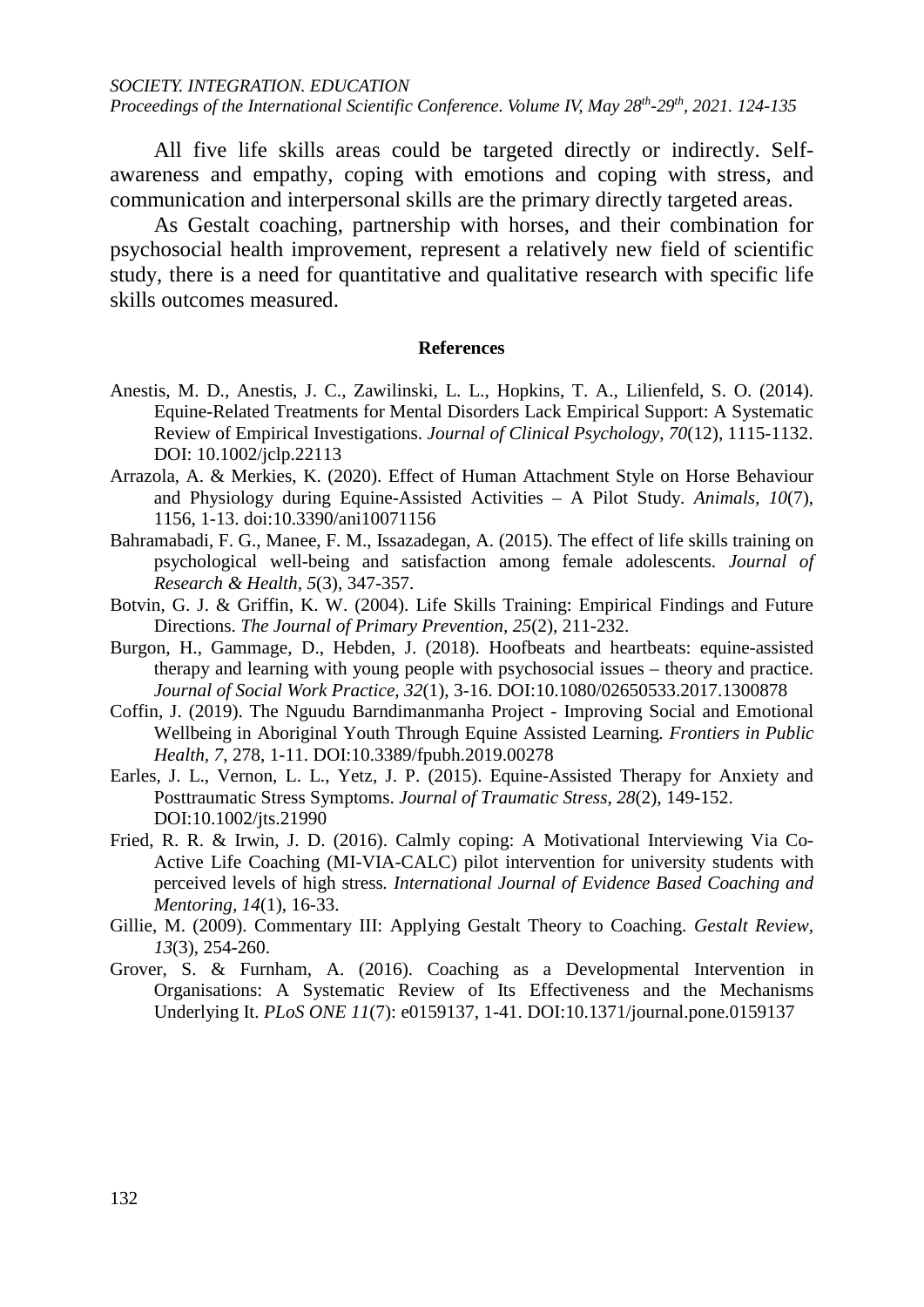All five life skills areas could be targeted directly or indirectly. Self-awareness and empathy, coping with emotions and coping with stress, and communication and interpersonal skills are the primary directly targeted areas.

As Gestalt coaching, partnership with horses, and their combination for psychosocial health improvement, represent a relatively new field of scientific study, there is a need for quantitative and qualitative research with specific life skills outcomes measured.

## References

Anestis, M. D., Anestis, J. C., Zawilinski, L. L., Hopkins, T. A., Lilienfeld, S. O. (2014). Equine-Related Treatments for Mental Disorders Lack Empirical Support: A Systematic Review of Empirical Investigations. *Journal of Clinical Psychology, 70*(12), 1115-1132. DOI: 10.1002/jclp.22113

Arrazola, A. & Merkies, K. (2020). Effect of Human Attachment Style on Horse Behaviour and Physiology during Equine-Assisted Activities – A Pilot Study. *Animals, 10*(7), 1156, 1-13. doi:10.3390/ani10071156

Bahramabadi, F. G., Manee, F. M., Issazadegan, A. (2015). The effect of life skills training on psychological well-being and satisfaction among female adolescents. *Journal of Research & Health, 5*(3), 347-357.

Botvin, G. J. & Griffin, K. W. (2004). Life Skills Training: Empirical Findings and Future Directions. *The Journal of Primary Prevention, 25*(2), 211-232.

Burgon, H., Gammage, D., Hebden, J. (2018). Hoofbeats and heartbeats: equine-assisted therapy and learning with young people with psychosocial issues – theory and practice. *Journal of Social Work Practice, 32*(1), 3-16. DOI:10.1080/02650533.2017.1300878

Coffin, J. (2019). The Nguudu Barndimanmanha Project - Improving Social and Emotional Wellbeing in Aboriginal Youth Through Equine Assisted Learning. *Frontiers in Public Health, 7*, 278, 1-11. DOI:10.3389/fpubh.2019.00278

Earles, J. L., Vernon, L. L., Yetz, J. P. (2015). Equine-Assisted Therapy for Anxiety and Posttraumatic Stress Symptoms. *Journal of Traumatic Stress, 28*(2), 149-152. DOI:10.1002/jts.21990

Fried, R. R. & Irwin, J. D. (2016). Calmly coping: A Motivational Interviewing Via Co-Active Life Coaching (MI-VIA-CALC) pilot intervention for university students with perceived levels of high stress. *International Journal of Evidence Based Coaching and Mentoring, 14*(1), 16-33.

Gillie, M. (2009). Commentary III: Applying Gestalt Theory to Coaching. *Gestalt Review, 13*(3), 254-260.

Grover, S. & Furnham, A. (2016). Coaching as a Developmental Intervention in Organisations: A Systematic Review of Its Effectiveness and the Mechanisms Underlying It. *PLoS ONE 11*(7): e0159137, 1-41. DOI:10.1371/journal.pone.0159137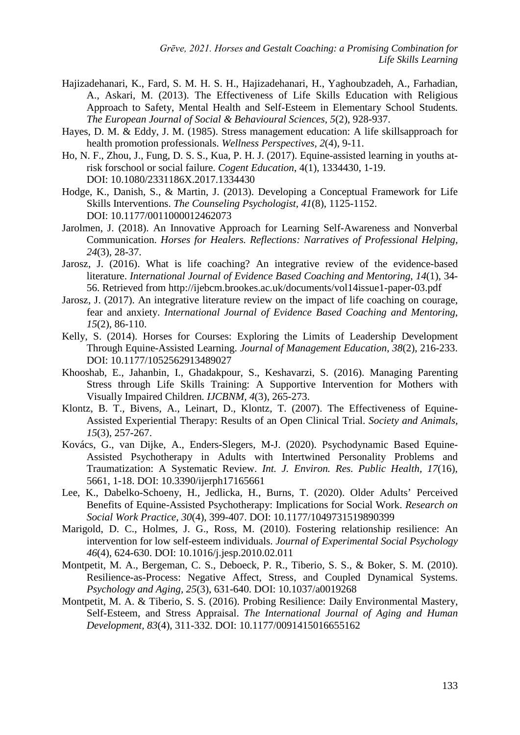Hajizadehanari, K., Fard, S. M. H. S. H., Hajizadehanari, H., Yaghoubzadeh, A., Farhadian, A., Askari, M. (2013). The Effectiveness of Life Skills Education with Religious Approach to Safety, Mental Health and Self-Esteem in Elementary School Students. *The European Journal of Social & Behavioural Sciences*, *5*(2), 928-937.

Hayes, D. M. & Eddy, J. M. (1985). Stress management education: A life skillsapproach for health promotion professionals. *Wellness Perspectives, 2*(4), 9-11.

Ho, N. F., Zhou, J., Fung, D. S. S., Kua, P. H. J. (2017). Equine-assisted learning in youths at-risk forschool or social failure. *Cogent Education*, 4(1), 1334430, 1-19. DOI: 10.1080/2331186X.2017.1334430

Hodge, K., Danish, S., & Martin, J. (2013). Developing a Conceptual Framework for Life Skills Interventions. *The Counseling Psychologist, 41*(8), 1125-1152. DOI: 10.1177/0011000012462073

Jarolmen, J. (2018). An Innovative Approach for Learning Self-Awareness and Nonverbal Communication. *Horses for Healers. Reflections: Narratives of Professional Helping, 24*(3), 28-37.

Jarosz, J. (2016). What is life coaching? An integrative review of the evidence-based literature. *International Journal of Evidence Based Coaching and Mentoring, 14*(1), 34-56. Retrieved from http://ijebcm.brookes.ac.uk/documents/vol14issue1-paper-03.pdf

Jarosz, J. (2017). An integrative literature review on the impact of life coaching on courage, fear and anxiety. *International Journal of Evidence Based Coaching and Mentoring*, *15*(2), 86-110.

Kelly, S. (2014). Horses for Courses: Exploring the Limits of Leadership Development Through Equine-Assisted Learning. *Journal of Management Education*, *38*(2), 216-233. DOI: 10.1177/1052562913489027

Khooshab, E., Jahanbin, I., Ghadakpour, S., Keshavarzi, S. (2016). Managing Parenting Stress through Life Skills Training: A Supportive Intervention for Mothers with Visually Impaired Children*. IJCBNM, 4*(3), 265-273.

Klontz, B. T., Bivens, A., Leinart, D., Klontz, T. (2007). The Effectiveness of Equine-Assisted Experiential Therapy: Results of an Open Clinical Trial. *Society and Animals, 15*(3), 257-267.

Kovács, G., van Dijke, A., Enders-Slegers, M-J. (2020). Psychodynamic Based Equine-Assisted Psychotherapy in Adults with Intertwined Personality Problems and Traumatization: A Systematic Review. *Int. J. Environ. Res. Public Health*, *17*(16), 5661, 1-18. DOI: 10.3390/ijerph17165661

Lee, K., Dabelko-Schoeny, H., Jedlicka, H., Burns, T. (2020). Older Adults' Perceived Benefits of Equine-Assisted Psychotherapy: Implications for Social Work. *Research on Social Work Practice, 30*(4), 399-407. DOI: 10.1177/1049731519890399

Marigold, D. C., Holmes, J. G., Ross, M. (2010). Fostering relationship resilience: An intervention for low self-esteem individuals. *Journal of Experimental Social Psychology 46*(4), 624-630. DOI: 10.1016/j.jesp.2010.02.011

Montpetit, M. A., Bergeman, C. S., Deboeck, P. R., Tiberio, S. S., & Boker, S. M. (2010). Resilience-as-Process: Negative Affect, Stress, and Coupled Dynamical Systems. *Psychology and Aging, 25*(3), 631-640. DOI: 10.1037/a0019268

Montpetit, M. A. & Tiberio, S. S. (2016). Probing Resilience: Daily Environmental Mastery, Self-Esteem, and Stress Appraisal. *The International Journal of Aging and Human Development, 83*(4), 311-332. DOI: 10.1177/0091415016655162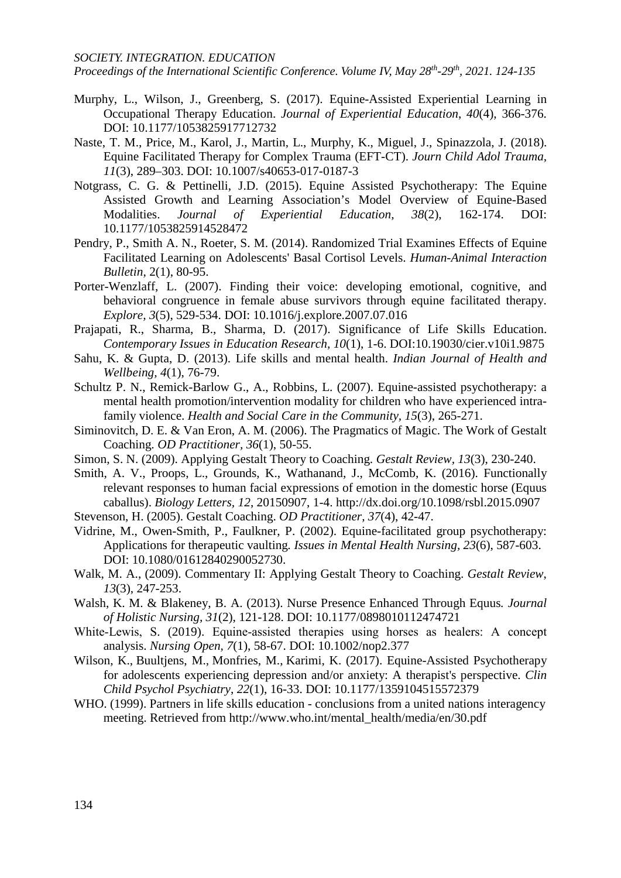Murphy, L., Wilson, J., Greenberg, S. (2017). Equine-Assisted Experiential Learning in Occupational Therapy Education. *Journal of Experiential Education*, *40*(4), 366-376. DOI: 10.1177/1053825917712732

Naste, T. M., Price, M., Karol, J., Martin, L., Murphy, K., Miguel, J., Spinazzola, J. (2018). Equine Facilitated Therapy for Complex Trauma (EFT-CT). *Journ Child Adol Trauma*, *11*(3), 289–303. DOI: 10.1007/s40653-017-0187-3

Notgrass, C. G. & Pettinelli, J.D. (2015). Equine Assisted Psychotherapy: The Equine Assisted Growth and Learning Association's Model Overview of Equine-Based Modalities. *Journal of Experiential Education, 38*(2), 162-174. DOI: 10.1177/1053825914528472

Pendry, P., Smith A. N., Roeter, S. M. (2014). Randomized Trial Examines Effects of Equine Facilitated Learning on Adolescents' Basal Cortisol Levels. *Human-Animal Interaction Bulletin*, 2(1), 80-95.

Porter-Wenzlaff, L. (2007). Finding their voice: developing emotional, cognitive, and behavioral congruence in female abuse survivors through equine facilitated therapy. *Explore, 3*(5), 529-534. DOI: 10.1016/j.explore.2007.07.016

Prajapati, R., Sharma, B., Sharma, D. (2017). Significance of Life Skills Education. *Contemporary Issues in Education Research, 10*(1), 1-6. DOI:10.19030/cier.v10i1.9875

Sahu, K. & Gupta, D. (2013). Life skills and mental health. *Indian Journal of Health and Wellbeing, 4*(1), 76-79.

Schultz P. N., Remick-Barlow G., A., Robbins, L. (2007). Equine-assisted psychotherapy: a mental health promotion/intervention modality for children who have experienced intra-family violence. *Health and Social Care in the Community, 15*(3), 265-271.

Siminovitch, D. E. & Van Eron, A. M. (2006). The Pragmatics of Magic. The Work of Gestalt Coaching. *OD Practitioner, 36*(1), 50-55.

Simon, S. N. (2009). Applying Gestalt Theory to Coaching. *Gestalt Review, 13*(3), 230-240.

Smith, A. V., Proops, L., Grounds, K., Wathanand, J., McComb, K. (2016). Functionally relevant responses to human facial expressions of emotion in the domestic horse (Equus caballus). *Biology Letters, 12*, 20150907, 1-4. http://dx.doi.org/10.1098/rsbl.2015.0907

Stevenson, H. (2005). Gestalt Coaching. *OD Practitioner, 37*(4), 42-47.

Vidrine, M., Owen-Smith, P., Faulkner, P. (2002). Equine-facilitated group psychotherapy: Applications for therapeutic vaulting. *Issues in Mental Health Nursing, 23*(6), 587-603. DOI: 10.1080/01612840290052730.

Walk, M. A., (2009). Commentary II: Applying Gestalt Theory to Coaching. *Gestalt Review*, *13*(3), 247-253.

Walsh, K. M. & Blakeney, B. A. (2013). Nurse Presence Enhanced Through Equus. *Journal of Holistic Nursing, 31*(2), 121-128. DOI: 10.1177/0898010112474721

White-Lewis, S. (2019). Equine-assisted therapies using horses as healers: A concept analysis. *Nursing Open, 7*(1), 58-67. DOI: 10.1002/nop2.377

Wilson, K., Buultjens, M., Monfries, M., Karimi, K. (2017). Equine-Assisted Psychotherapy for adolescents experiencing depression and/or anxiety: A therapist's perspective. *Clin Child Psychol Psychiatry, 22*(1), 16-33. DOI: 10.1177/1359104515572379

WHO. (1999). Partners in life skills education - conclusions from a united nations interagency meeting. Retrieved from http://www.who.int/mental_health/media/en/30.pdf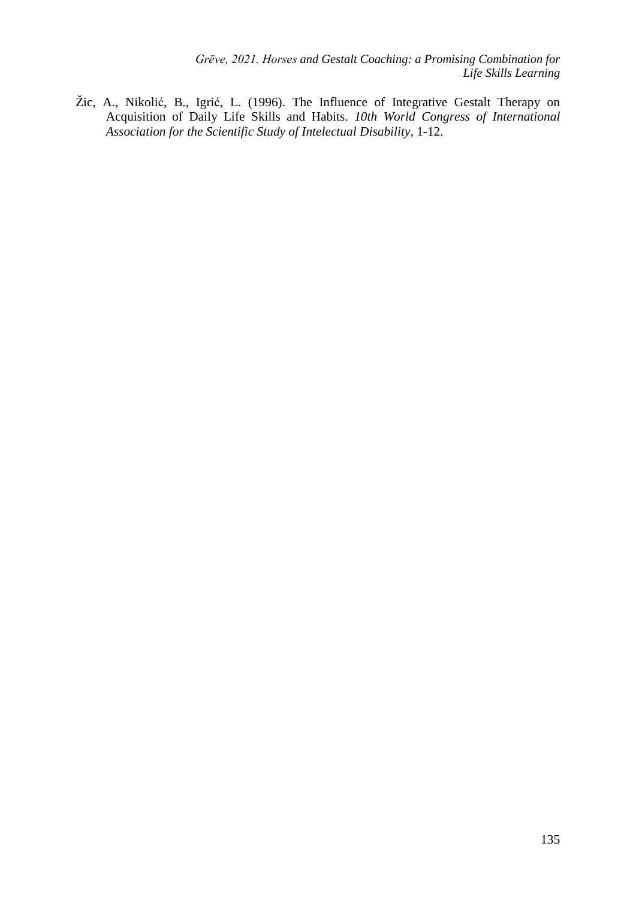Žic, A., Nikolić, B., Igrić, L. (1996). The Influence of Integrative Gestalt Therapy on Acquisition of Daily Life Skills and Habits. *10th World Congress of International Association for the Scientific Study of Intelectual Disability*, 1-12.